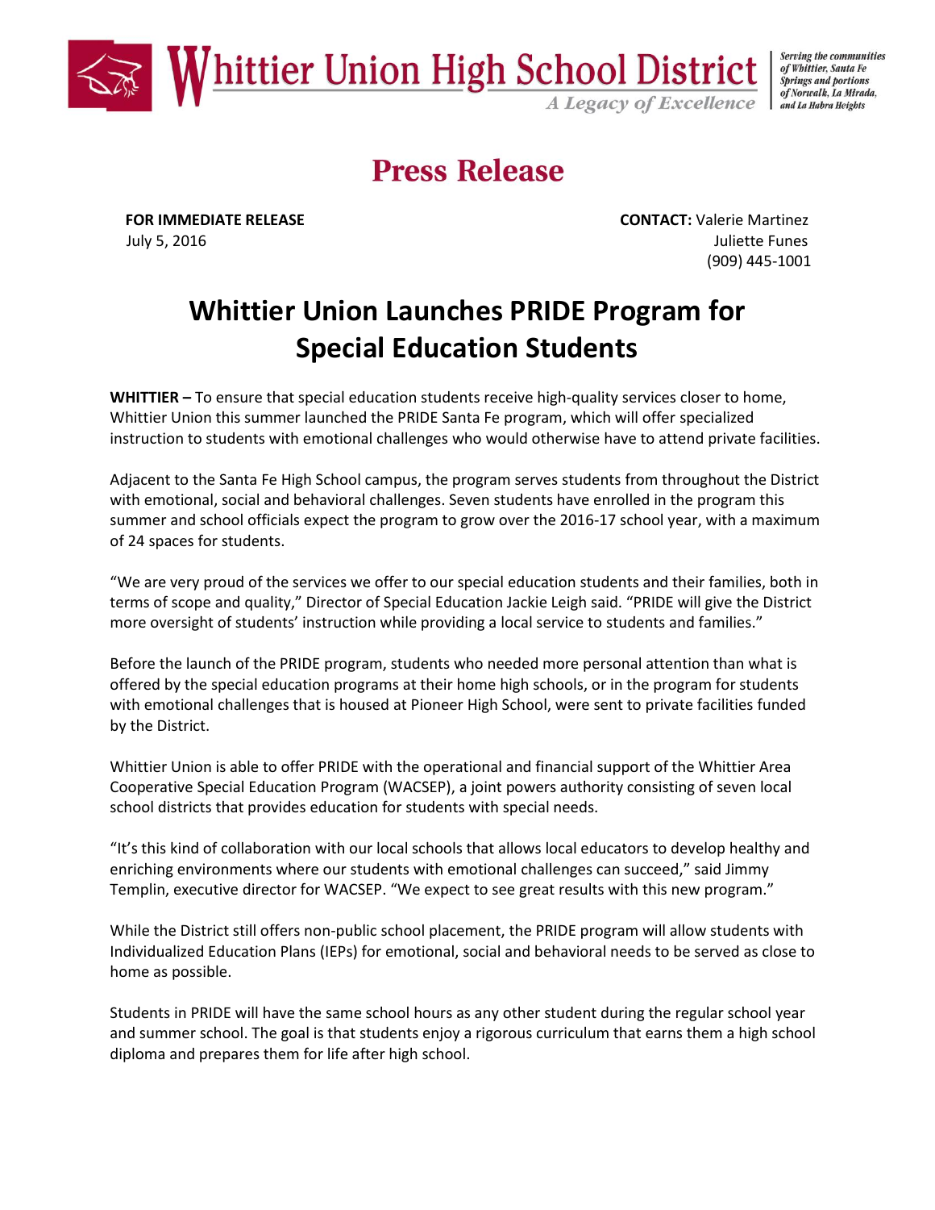# Whittier Union High School District

*A Legacy of Excellence*

*Serving the communities of Whittier, Santa Fe Springs and portions of Norwalk, La Mirada, and La Habra Heights*

## Press Release

**FOR IMMEDIATE RELEASE**
July 5, 2016

**CONTACT:** Valerie Martinez
Juliette Funes
(909) 445-1001

## Whittier Union Launches PRIDE Program for Special Education Students

**WHITTIER –** To ensure that special education students receive high-quality services closer to home, Whittier Union this summer launched the PRIDE Santa Fe program, which will offer specialized instruction to students with emotional challenges who would otherwise have to attend private facilities.

Adjacent to the Santa Fe High School campus, the program serves students from throughout the District with emotional, social and behavioral challenges. Seven students have enrolled in the program this summer and school officials expect the program to grow over the 2016-17 school year, with a maximum of 24 spaces for students.

"We are very proud of the services we offer to our special education students and their families, both in terms of scope and quality," Director of Special Education Jackie Leigh said. "PRIDE will give the District more oversight of students' instruction while providing a local service to students and families."

Before the launch of the PRIDE program, students who needed more personal attention than what is offered by the special education programs at their home high schools, or in the program for students with emotional challenges that is housed at Pioneer High School, were sent to private facilities funded by the District.

Whittier Union is able to offer PRIDE with the operational and financial support of the Whittier Area Cooperative Special Education Program (WACSEP), a joint powers authority consisting of seven local school districts that provides education for students with special needs.

"It's this kind of collaboration with our local schools that allows local educators to develop healthy and enriching environments where our students with emotional challenges can succeed," said Jimmy Templin, executive director for WACSEP. "We expect to see great results with this new program."

While the District still offers non-public school placement, the PRIDE program will allow students with Individualized Education Plans (IEPs) for emotional, social and behavioral needs to be served as close to home as possible.

Students in PRIDE will have the same school hours as any other student during the regular school year and summer school. The goal is that students enjoy a rigorous curriculum that earns them a high school diploma and prepares them for life after high school.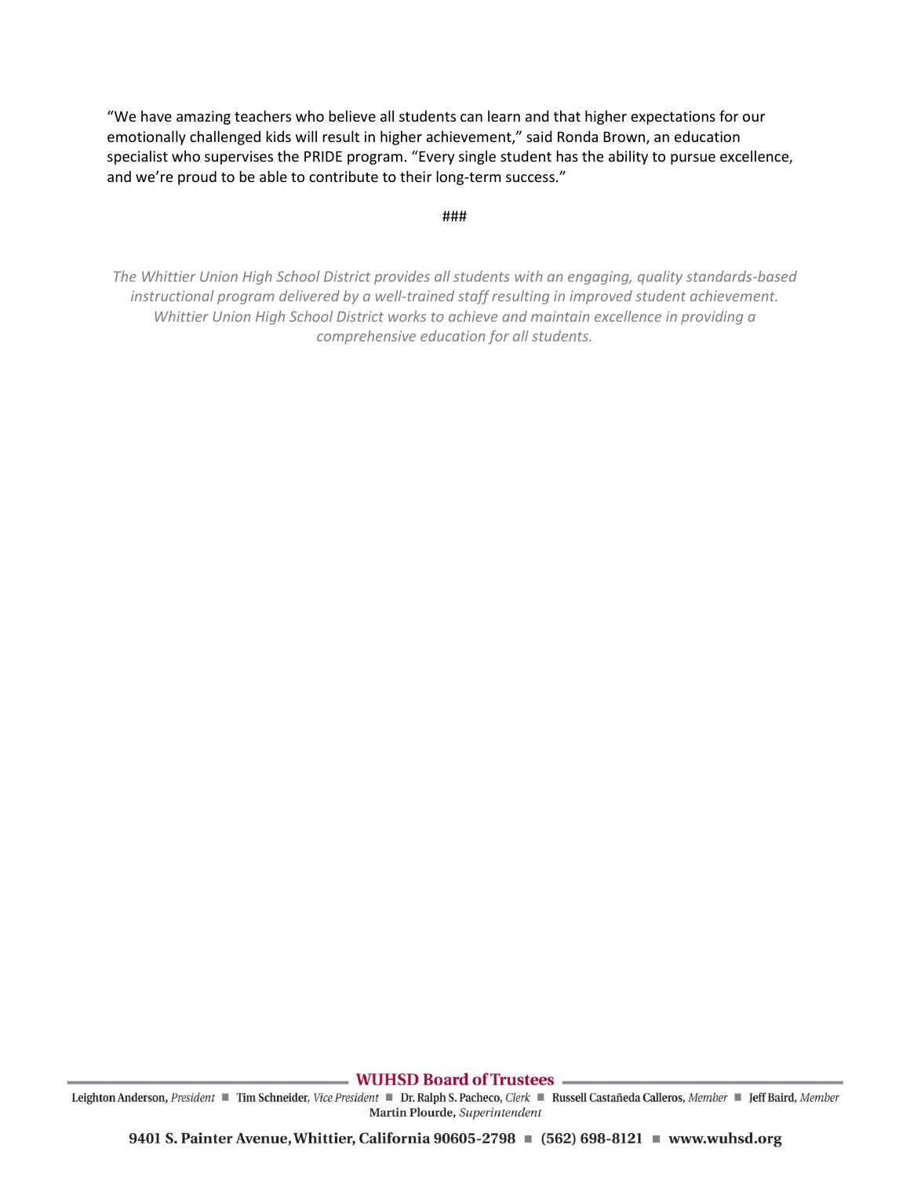"We have amazing teachers who believe all students can learn and that higher expectations for our emotionally challenged kids will result in higher achievement," said Ronda Brown, an education specialist who supervises the PRIDE program. "Every single student has the ability to pursue excellence, and we're proud to be able to contribute to their long-term success."

###

*The Whittier Union High School District provides all students with an engaging, quality standards-based instructional program delivered by a well-trained staff resulting in improved student achievement. Whittier Union High School District works to achieve and maintain excellence in providing a comprehensive education for all students.*

**WUHSD Board of Trustees**

**Leighton Anderson,** *President* ■ **Tim Schneider,** *Vice President* ■ **Dr. Ralph S. Pacheco,** *Clerk* ■ **Russell Castañeda Calleros,** *Member* ■ **Jeff Baird,** *Member*
**Martin Plourde,** *Superintendent*

**9401 S. Painter Avenue, Whittier, California 90605-2798 ■ (562) 698-8121 ■ www.wuhsd.org**